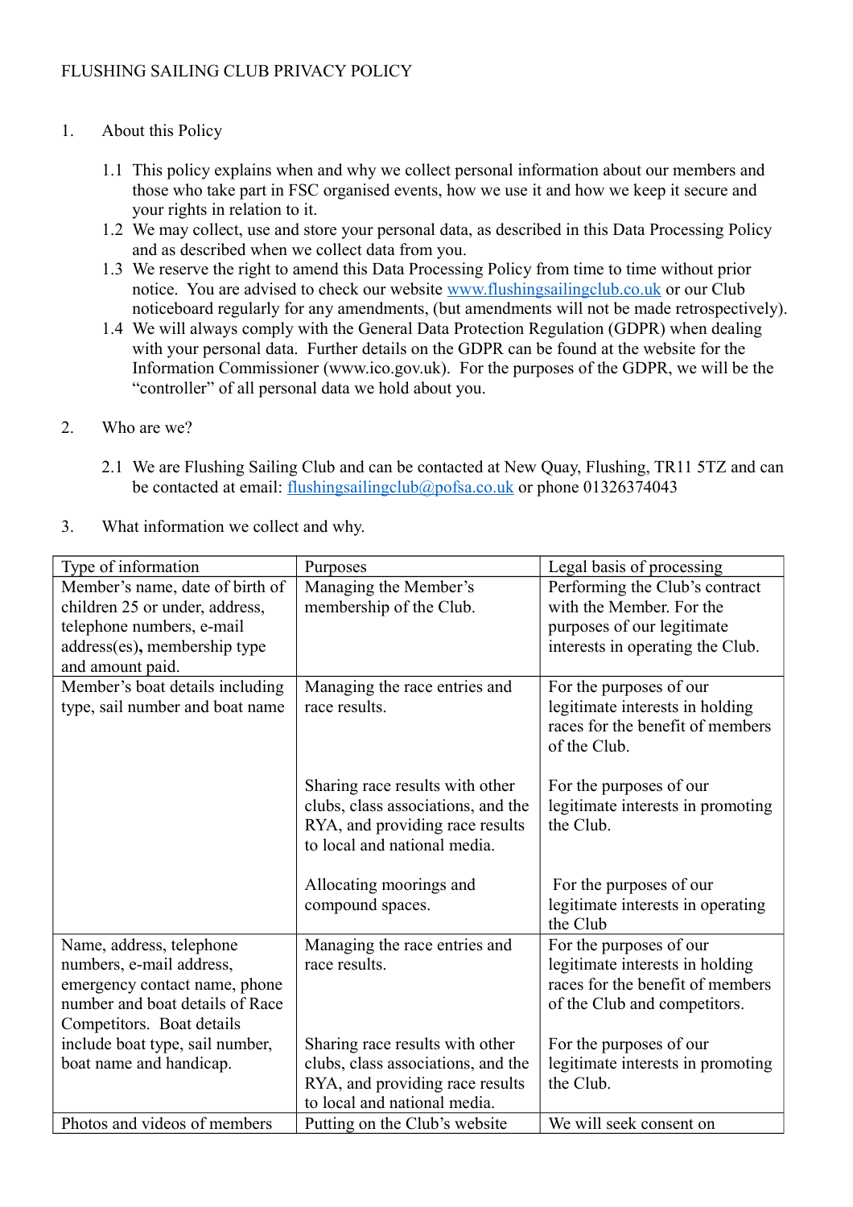# FLUSHING SAILING CLUB PRIVACY POLICY

1. About this Policy

   1.1 This policy explains when and why we collect personal information about our members and those who take part in FSC organised events, how we use it and how we keep it secure and your rights in relation to it.

   1.2 We may collect, use and store your personal data, as described in this Data Processing Policy and as described when we collect data from you.

   1.3 We reserve the right to amend this Data Processing Policy from time to time without prior notice. You are advised to check our website www.flushingsailingclub.co.uk or our Club noticeboard regularly for any amendments, (but amendments will not be made retrospectively).

   1.4 We will always comply with the General Data Protection Regulation (GDPR) when dealing with your personal data. Further details on the GDPR can be found at the website for the Information Commissioner (www.ico.gov.uk). For the purposes of the GDPR, we will be the "controller" of all personal data we hold about you.

2. Who are we?

   2.1 We are Flushing Sailing Club and can be contacted at New Quay, Flushing, TR11 5TZ and can be contacted at email: flushingsailingclub@pofsa.co.uk or phone 01326374043

3. What information we collect and why.

| Type of information | Purposes | Legal basis of processing |
|---|---|---|
| Member's name, date of birth of children 25 or under, address, telephone numbers, e-mail address(es), membership type and amount paid. | Managing the Member's membership of the Club. | Performing the Club's contract with the Member. For the purposes of our legitimate interests in operating the Club. |
| Member's boat details including type, sail number and boat name | Managing the race entries and race results. | For the purposes of our legitimate interests in holding races for the benefit of members of the Club. |
| | Sharing race results with other clubs, class associations, and the RYA, and providing race results to local and national media. | For the purposes of our legitimate interests in promoting the Club. |
| | Allocating moorings and compound spaces. | For the purposes of our legitimate interests in operating the Club |
| Name, address, telephone numbers, e-mail address, emergency contact name, phone number and boat details of Race Competitors. Boat details include boat type, sail number, boat name and handicap. | Managing the race entries and race results. | For the purposes of our legitimate interests in holding races for the benefit of members of the Club and competitors. |
| | Sharing race results with other clubs, class associations, and the RYA, and providing race results to local and national media. | For the purposes of our legitimate interests in promoting the Club. |
| Photos and videos of members | Putting on the Club's website | We will seek consent on |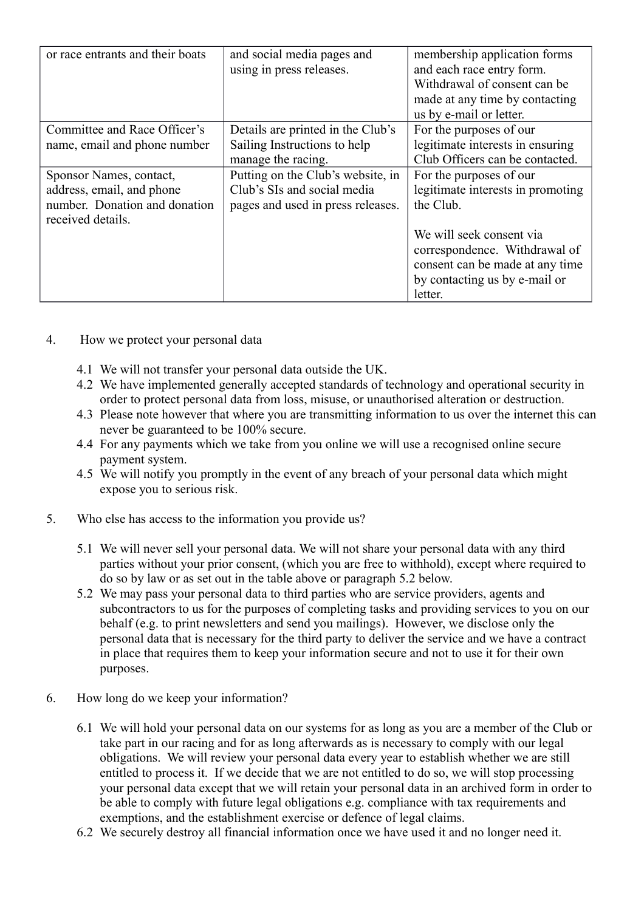| | | |
|---|---|---|
| or race entrants and their boats | and social media pages and using in press releases. | membership application forms and each race entry form. Withdrawal of consent can be made at any time by contacting us by e-mail or letter. |
| Committee and Race Officer's name, email and phone number | Details are printed in the Club's Sailing Instructions to help manage the racing. | For the purposes of our legitimate interests in ensuring Club Officers can be contacted. |
| Sponsor Names, contact, address, email, and phone number. Donation and donation received details. | Putting on the Club's website, in Club's SIs and social media pages and used in press releases. | For the purposes of our legitimate interests in promoting the Club.<br><br>We will seek consent via correspondence. Withdrawal of consent can be made at any time by contacting us by e-mail or letter. |

4. How we protect your personal data

   4.1 We will not transfer your personal data outside the UK.
   4.2 We have implemented generally accepted standards of technology and operational security in order to protect personal data from loss, misuse, or unauthorised alteration or destruction.
   4.3 Please note however that where you are transmitting information to us over the internet this can never be guaranteed to be 100% secure.
   4.4 For any payments which we take from you online we will use a recognised online secure payment system.
   4.5 We will notify you promptly in the event of any breach of your personal data which might expose you to serious risk.

5. Who else has access to the information you provide us?

   5.1 We will never sell your personal data. We will not share your personal data with any third parties without your prior consent, (which you are free to withhold), except where required to do so by law or as set out in the table above or paragraph 5.2 below.
   5.2 We may pass your personal data to third parties who are service providers, agents and subcontractors to us for the purposes of completing tasks and providing services to you on our behalf (e.g. to print newsletters and send you mailings). However, we disclose only the personal data that is necessary for the third party to deliver the service and we have a contract in place that requires them to keep your information secure and not to use it for their own purposes.

6. How long do we keep your information?

   6.1 We will hold your personal data on our systems for as long as you are a member of the Club or take part in our racing and for as long afterwards as is necessary to comply with our legal obligations. We will review your personal data every year to establish whether we are still entitled to process it. If we decide that we are not entitled to do so, we will stop processing your personal data except that we will retain your personal data in an archived form in order to be able to comply with future legal obligations e.g. compliance with tax requirements and exemptions, and the establishment exercise or defence of legal claims.
   6.2 We securely destroy all financial information once we have used it and no longer need it.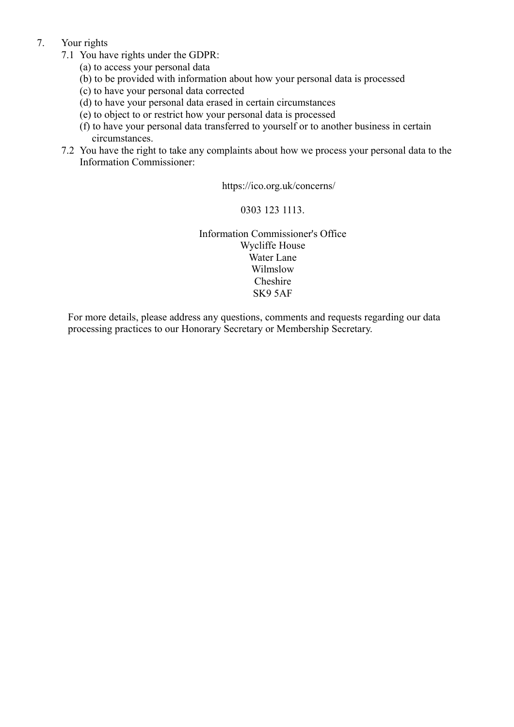7. Your rights

   7.1 You have rights under the GDPR:

   (a) to access your personal data
   (b) to be provided with information about how your personal data is processed
   (c) to have your personal data corrected
   (d) to have your personal data erased in certain circumstances
   (e) to object to or restrict how your personal data is processed
   (f) to have your personal data transferred to yourself or to another business in certain circumstances.

   7.2 You have the right to take any complaints about how we process your personal data to the Information Commissioner:

https://ico.org.uk/concerns/

0303 123 1113.

Information Commissioner's Office
Wycliffe House
Water Lane
Wilmslow
Cheshire
SK9 5AF

For more details, please address any questions, comments and requests regarding our data processing practices to our Honorary Secretary or Membership Secretary.